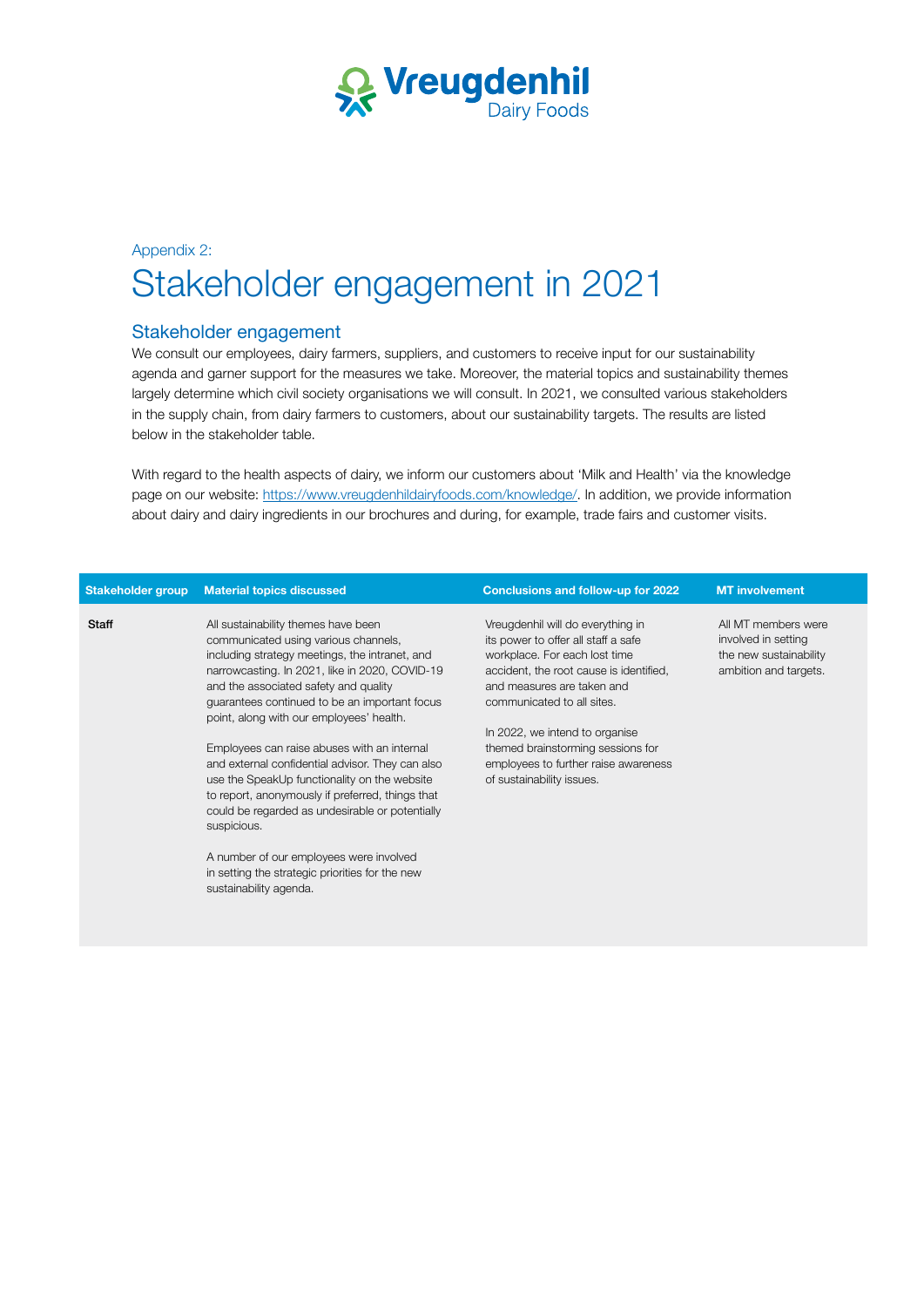Appendix 2:

# Stakeholder engagement in 2021

## Stakeholder engagement

We consult our employees, dairy farmers, suppliers, and customers to receive input for our sustainability agenda and garner support for the measures we take. Moreover, the material topics and sustainability themes largely determine which civil society organisations we will consult. In 2021, we consulted various stakeholders in the supply chain, from dairy farmers to customers, about our sustainability targets. The results are listed below in the stakeholder table.

With regard to the health aspects of dairy, we inform our customers about 'Milk and Health' via the knowledge page on our website: https://www.vreugdenhildairyfoods.com/knowledge/. In addition, we provide information about dairy and dairy ingredients in our brochures and during, for example, trade fairs and customer visits.

| Stakeholder group | Material topics discussed | Conclusions and follow-up for 2022 | MT involvement |
|---|---|---|---|
| **Staff** | All sustainability themes have been communicated using various channels, including strategy meetings, the intranet, and narrowcasting. In 2021, like in 2020, COVID-19 and the associated safety and quality guarantees continued to be an important focus point, along with our employees' health.<br><br>Employees can raise abuses with an internal and external confidential advisor. They can also use the SpeakUp functionality on the website to report, anonymously if preferred, things that could be regarded as undesirable or potentially suspicious.<br><br>A number of our employees were involved in setting the strategic priorities for the new sustainability agenda. | Vreugdenhil will do everything in its power to offer all staff a safe workplace. For each lost time accident, the root cause is identified, and measures are taken and communicated to all sites.<br><br>In 2022, we intend to organise themed brainstorming sessions for employees to further raise awareness of sustainability issues. | All MT members were involved in setting the new sustainability ambition and targets. |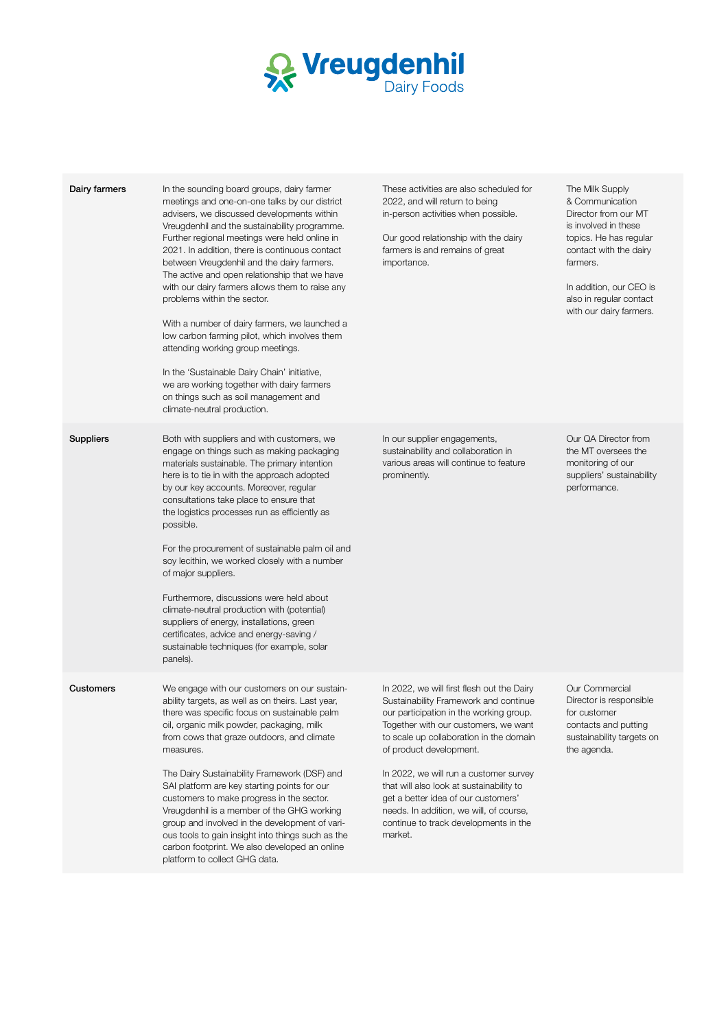| | | | |
|---|---|---|---|
| **Dairy farmers** | In the sounding board groups, dairy farmer meetings and one-on-one talks by our district advisers, we discussed developments within Vreugdenhil and the sustainability programme. Further regional meetings were held online in 2021. In addition, there is continuous contact between Vreugdenhil and the dairy farmers. The active and open relationship that we have with our dairy farmers allows them to raise any problems within the sector.<br><br>With a number of dairy farmers, we launched a low carbon farming pilot, which involves them attending working group meetings.<br><br>In the 'Sustainable Dairy Chain' initiative, we are working together with dairy farmers on things such as soil management and climate-neutral production. | These activities are also scheduled for 2022, and will return to being in-person activities when possible.<br><br>Our good relationship with the dairy farmers is and remains of great importance. | The Milk Supply & Communication Director from our MT is involved in these topics. He has regular contact with the dairy farmers.<br><br>In addition, our CEO is also in regular contact with our dairy farmers. |
| **Suppliers** | Both with suppliers and with customers, we engage on things such as making packaging materials sustainable. The primary intention here is to tie in with the approach adopted by our key accounts. Moreover, regular consultations take place to ensure that the logistics processes run as efficiently as possible.<br><br>For the procurement of sustainable palm oil and soy lecithin, we worked closely with a number of major suppliers.<br><br>Furthermore, discussions were held about climate-neutral production with (potential) suppliers of energy, installations, green certificates, advice and energy-saving / sustainable techniques (for example, solar panels). | In our supplier engagements, sustainability and collaboration in various areas will continue to feature prominently. | Our QA Director from the MT oversees the monitoring of our suppliers' sustainability performance. |
| **Customers** | We engage with our customers on our sustainability targets, as well as on theirs. Last year, there was specific focus on sustainable palm oil, organic milk powder, packaging, milk from cows that graze outdoors, and climate measures.<br><br>The Dairy Sustainability Framework (DSF) and SAI platform are key starting points for our customers to make progress in the sector. Vreugdenhil is a member of the GHG working group and involved in the development of various tools to gain insight into things such as the carbon footprint. We also developed an online platform to collect GHG data. | In 2022, we will first flesh out the Dairy Sustainability Framework and continue our participation in the working group. Together with our customers, we want to scale up collaboration in the domain of product development.<br><br>In 2022, we will run a customer survey that will also look at sustainability to get a better idea of our customers' needs. In addition, we will, of course, continue to track developments in the market. | Our Commercial Director is responsible for customer contacts and putting sustainability targets on the agenda. |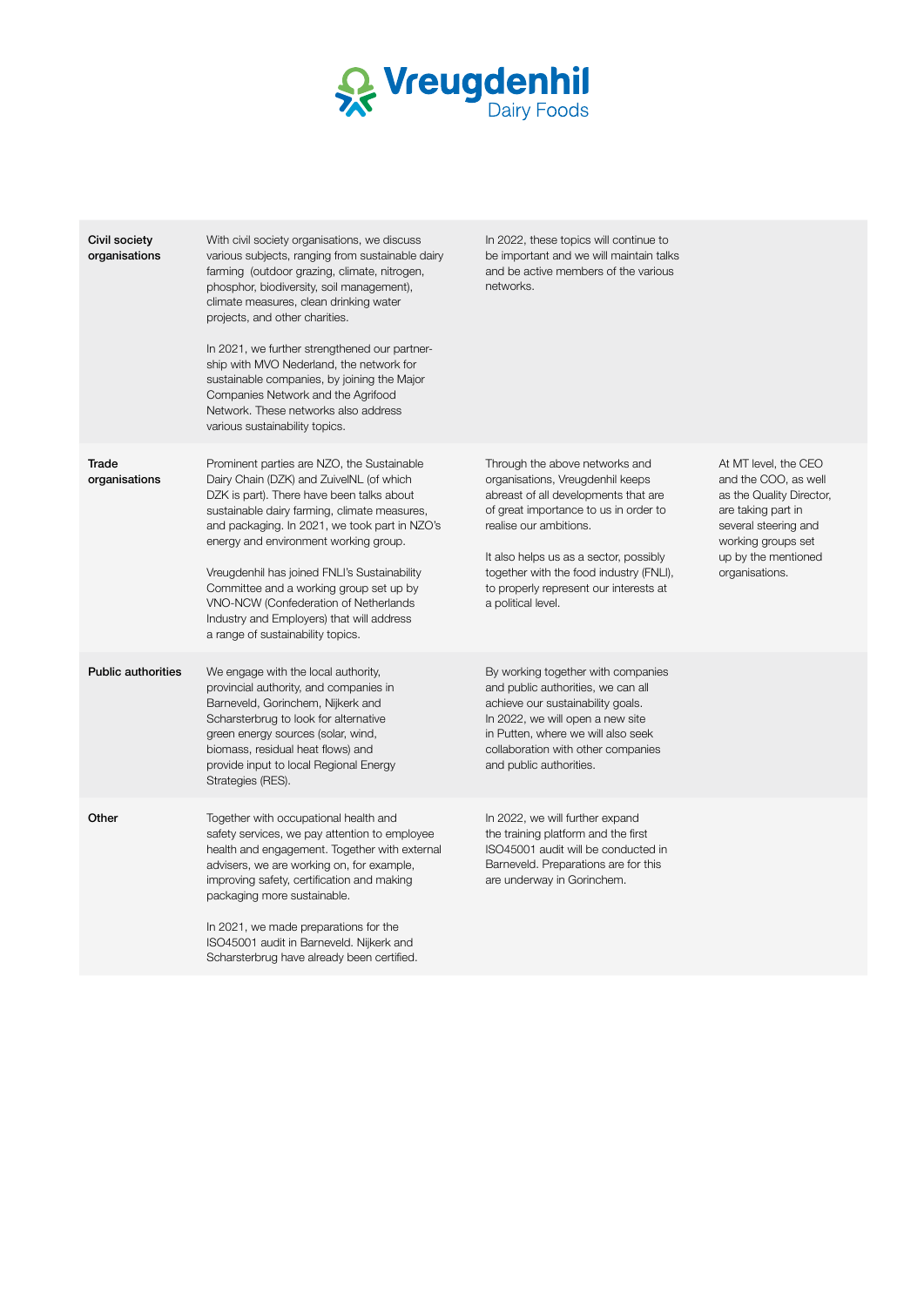| | | | |
|---|---|---|---|
| **Civil society organisations** | With civil society organisations, we discuss various subjects, ranging from sustainable dairy farming (outdoor grazing, climate, nitrogen, phosphor, biodiversity, soil management), climate measures, clean drinking water projects, and other charities.<br><br>In 2021, we further strengthened our partnership with MVO Nederland, the network for sustainable companies, by joining the Major Companies Network and the Agrifood Network. These networks also address various sustainability topics. | In 2022, these topics will continue to be important and we will maintain talks and be active members of the various networks. | |
| **Trade organisations** | Prominent parties are NZO, the Sustainable Dairy Chain (DZK) and ZuivelNL (of which DZK is part). There have been talks about sustainable dairy farming, climate measures, and packaging. In 2021, we took part in NZO's energy and environment working group.<br><br>Vreugdenhil has joined FNLI's Sustainability Committee and a working group set up by VNO-NCW (Confederation of Netherlands Industry and Employers) that will address a range of sustainability topics. | Through the above networks and organisations, Vreugdenhil keeps abreast of all developments that are of great importance to us in order to realise our ambitions.<br><br>It also helps us as a sector, possibly together with the food industry (FNLI), to properly represent our interests at a political level. | At MT level, the CEO and the COO, as well as the Quality Director, are taking part in several steering and working groups set up by the mentioned organisations. |
| **Public authorities** | We engage with the local authority, provincial authority, and companies in Barneveld, Gorinchem, Nijkerk and Scharsterbrug to look for alternative green energy sources (solar, wind, biomass, residual heat flows) and provide input to local Regional Energy Strategies (RES). | By working together with companies and public authorities, we can all achieve our sustainability goals. In 2022, we will open a new site in Putten, where we will also seek collaboration with other companies and public authorities. | |
| **Other** | Together with occupational health and safety services, we pay attention to employee health and engagement. Together with external advisers, we are working on, for example, improving safety, certification and making packaging more sustainable.<br><br>In 2021, we made preparations for the ISO45001 audit in Barneveld. Nijkerk and Scharsterbrug have already been certified. | In 2022, we will further expand the training platform and the first ISO45001 audit will be conducted in Barneveld. Preparations are for this are underway in Gorinchem. | |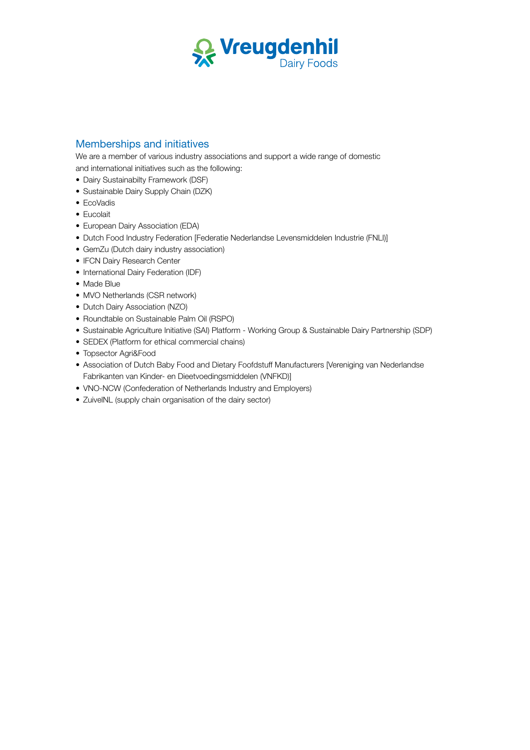## Memberships and initiatives

We are a member of various industry associations and support a wide range of domestic and international initiatives such as the following:

- Dairy Sustainabilty Framework (DSF)
- Sustainable Dairy Supply Chain (DZK)
- EcoVadis
- Eucolait
- European Dairy Association (EDA)
- Dutch Food Industry Federation [Federatie Nederlandse Levensmiddelen Industrie (FNLI)]
- GemZu (Dutch dairy industry association)
- IFCN Dairy Research Center
- International Dairy Federation (IDF)
- Made Blue
- MVO Netherlands (CSR network)
- Dutch Dairy Association (NZO)
- Roundtable on Sustainable Palm Oil (RSPO)
- Sustainable Agriculture Initiative (SAI) Platform - Working Group & Sustainable Dairy Partnership (SDP)
- SEDEX (Platform for ethical commercial chains)
- Topsector Agri&Food
- Association of Dutch Baby Food and Dietary Foofdstuff Manufacturers [Vereniging van Nederlandse Fabrikanten van Kinder- en Dieetvoedingsmiddelen (VNFKD)]
- VNO-NCW (Confederation of Netherlands Industry and Employers)
- ZuivelNL (supply chain organisation of the dairy sector)